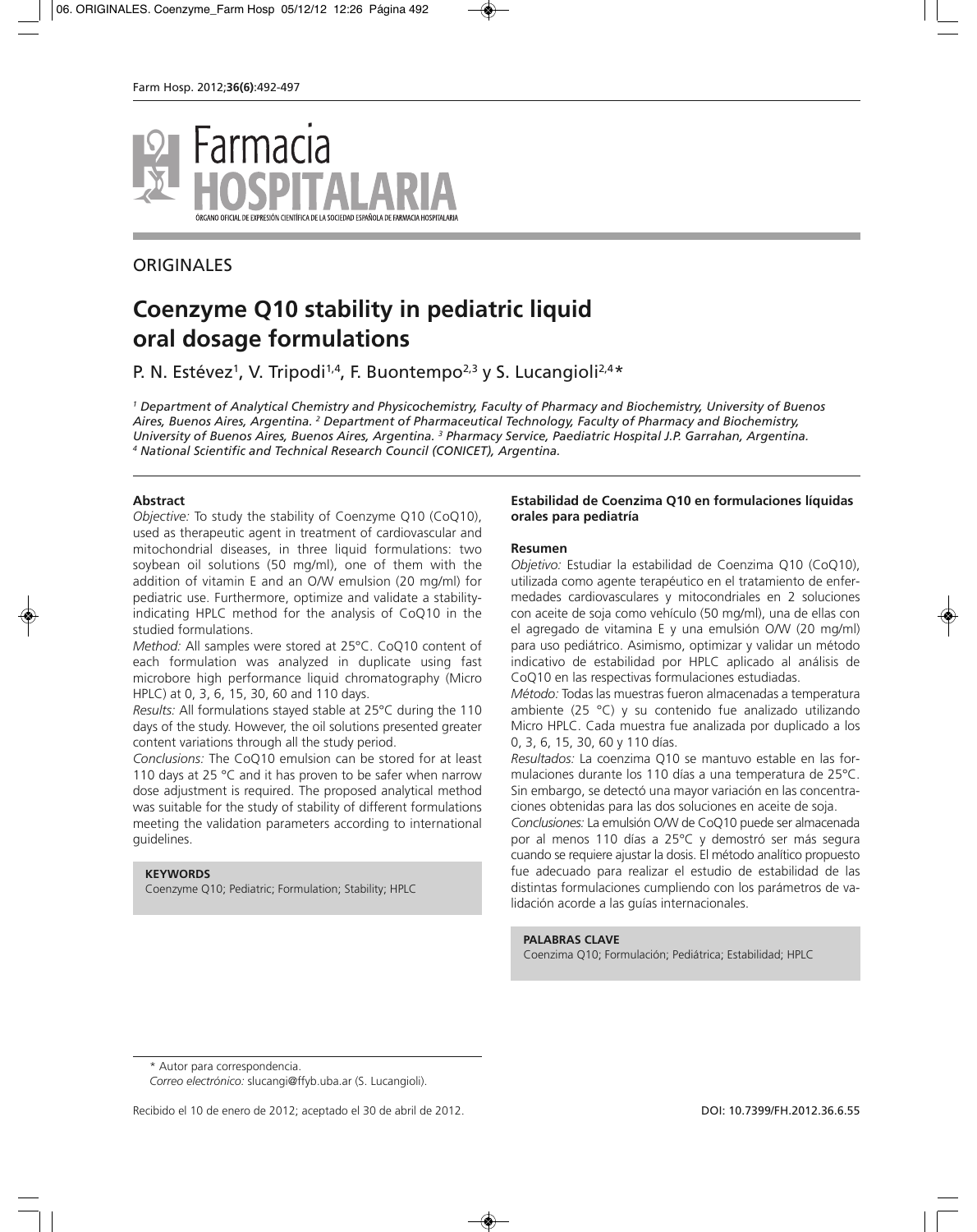ORIGINALES

# Coenzyme Q10 stability in pediatric liquid oral dosage formulations

P. N. Estévez[1], V. Tripodi[1,4], F. Buontempo[2,3] y S. Lucangioli[2,4]*

*[1] Department of Analytical Chemistry and Physicochemistry, Faculty of Pharmacy and Biochemistry, University of Buenos Aires, Buenos Aires, Argentina. [2] Department of Pharmaceutical Technology, Faculty of Pharmacy and Biochemistry, University of Buenos Aires, Buenos Aires, Argentina. [3] Pharmacy Service, Paediatric Hospital J.P. Garrahan, Argentina. [4] National Scientific and Technical Research Council (CONICET), Argentina.*

## Abstract

*Objective:* To study the stability of Coenzyme Q10 (CoQ10), used as therapeutic agent in treatment of cardiovascular and mitochondrial diseases, in three liquid formulations: two soybean oil solutions (50 mg/ml), one of them with the addition of vitamin E and an O/W emulsion (20 mg/ml) for pediatric use. Furthermore, optimize and validate a stability-indicating HPLC method for the analysis of CoQ10 in the studied formulations.

*Method:* All samples were stored at 25°C. CoQ10 content of each formulation was analyzed in duplicate using fast microbore high performance liquid chromatography (Micro HPLC) at 0, 3, 6, 15, 30, 60 and 110 days.

*Results:* All formulations stayed stable at 25°C during the 110 days of the study. However, the oil solutions presented greater content variations through all the study period.

*Conclusions:* The CoQ10 emulsion can be stored for at least 110 days at 25 °C and it has proven to be safer when narrow dose adjustment is required. The proposed analytical method was suitable for the study of stability of different formulations meeting the validation parameters according to international guidelines.

**KEYWORDS**
Coenzyme Q10; Pediatric; Formulation; Stability; HPLC

## Estabilidad de Coenzima Q10 en formulaciones líquidas orales para pediatría

### Resumen

*Objetivo:* Estudiar la estabilidad de Coenzima Q10 (CoQ10), utilizada como agente terapéutico en el tratamiento de enfermedades cardiovasculares y mitocondriales en 2 soluciones con aceite de soja como vehículo (50 mg/ml), una de ellas con el agregado de vitamina E y una emulsión O/W (20 mg/ml) para uso pediátrico. Asimismo, optimizar y validar un método indicativo de estabilidad por HPLC aplicado al análisis de CoQ10 en las respectivas formulaciones estudiadas.

*Método:* Todas las muestras fueron almacenadas a temperatura ambiente (25 °C) y su contenido fue analizado utilizando Micro HPLC. Cada muestra fue analizada por duplicado a los 0, 3, 6, 15, 30, 60 y 110 días.

*Resultados:* La coenzima Q10 se mantuvo estable en las formulaciones durante los 110 días a una temperatura de 25°C. Sin embargo, se detectó una mayor variación en las concentraciones obtenidas para las dos soluciones en aceite de soja.

*Conclusiones:* La emulsión O/W de CoQ10 puede ser almacenada por al menos 110 días a 25°C y demostró ser más segura cuando se requiere ajustar la dosis. El método analítico propuesto fue adecuado para realizar el estudio de estabilidad de las distintas formulaciones cumpliendo con los parámetros de validación acorde a las guías internacionales.

**PALABRAS CLAVE**
Coenzima Q10; Formulación; Pediátrica; Estabilidad; HPLC

\* Autor para correspondencia.
*Correo electrónico:* slucangi@ffyb.uba.ar (S. Lucangioli).

Recibido el 10 de enero de 2012; aceptado el 30 de abril de 2012.

DOI: 10.7399/FH.2012.36.6.55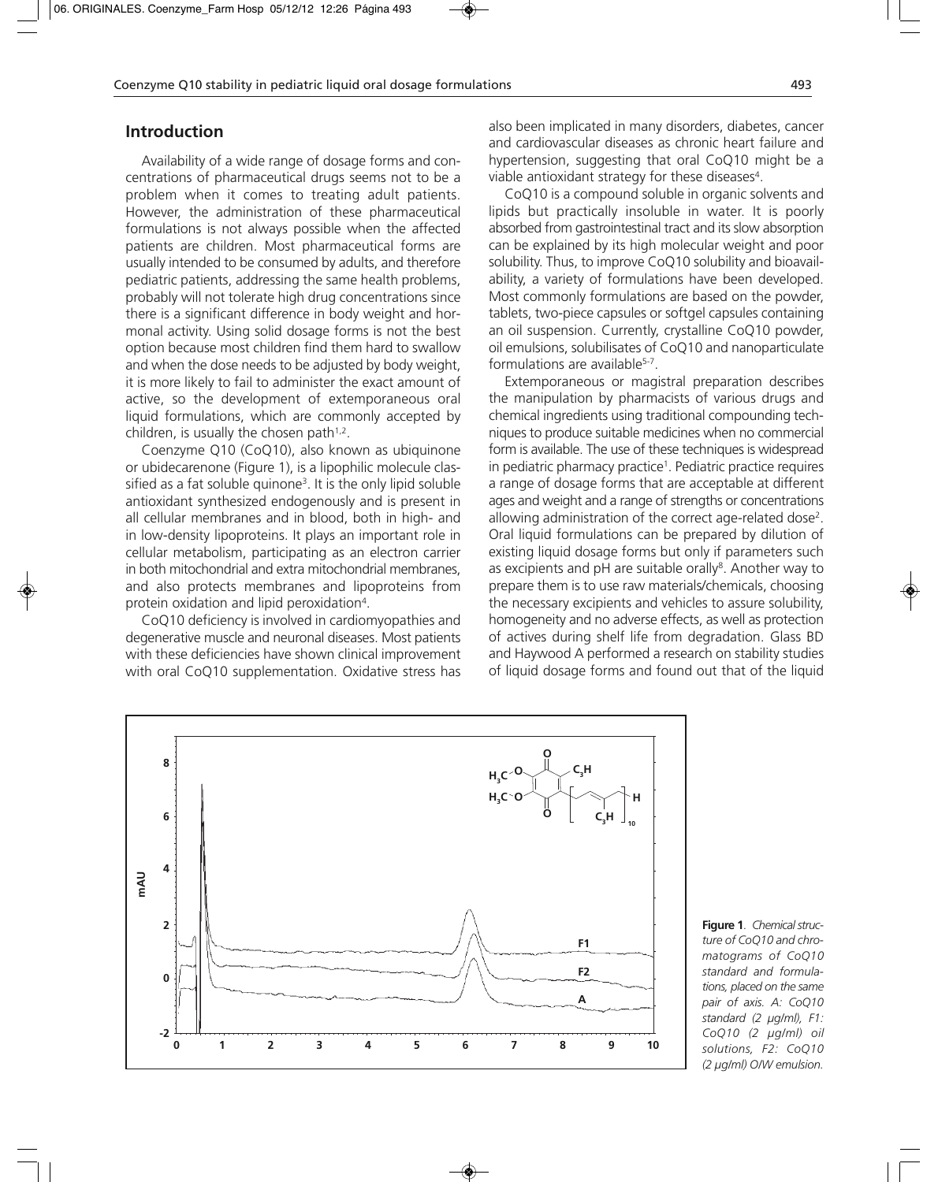## Introduction

Availability of a wide range of dosage forms and concentrations of pharmaceutical drugs seems not to be a problem when it comes to treating adult patients. However, the administration of these pharmaceutical formulations is not always possible when the affected patients are children. Most pharmaceutical forms are usually intended to be consumed by adults, and therefore pediatric patients, addressing the same health problems, probably will not tolerate high drug concentrations since there is a significant difference in body weight and hormonal activity. Using solid dosage forms is not the best option because most children find them hard to swallow and when the dose needs to be adjusted by body weight, it is more likely to fail to administer the exact amount of active, so the development of extemporaneous oral liquid formulations, which are commonly accepted by children, is usually the chosen path[1,2].

Coenzyme Q10 (CoQ10), also known as ubiquinone or ubidecarenone (Figure 1), is a lipophilic molecule classified as a fat soluble quinone[3]. It is the only lipid soluble antioxidant synthesized endogenously and is present in all cellular membranes and in blood, both in high- and in low-density lipoproteins. It plays an important role in cellular metabolism, participating as an electron carrier in both mitochondrial and extra mitochondrial membranes, and also protects membranes and lipoproteins from protein oxidation and lipid peroxidation[4].

CoQ10 deficiency is involved in cardiomyopathies and degenerative muscle and neuronal diseases. Most patients with these deficiencies have shown clinical improvement with oral CoQ10 supplementation. Oxidative stress has also been implicated in many disorders, diabetes, cancer and cardiovascular diseases as chronic heart failure and hypertension, suggesting that oral CoQ10 might be a viable antioxidant strategy for these diseases[4].

CoQ10 is a compound soluble in organic solvents and lipids but practically insoluble in water. It is poorly absorbed from gastrointestinal tract and its slow absorption can be explained by its high molecular weight and poor solubility. Thus, to improve CoQ10 solubility and bioavailability, a variety of formulations have been developed. Most commonly formulations are based on the powder, tablets, two-piece capsules or softgel capsules containing an oil suspension. Currently, crystalline CoQ10 powder, oil emulsions, solubilisates of CoQ10 and nanoparticulate formulations are available[5-7].

Extemporaneous or magistral preparation describes the manipulation by pharmacists of various drugs and chemical ingredients using traditional compounding techniques to produce suitable medicines when no commercial form is available. The use of these techniques is widespread in pediatric pharmacy practice[1]. Pediatric practice requires a range of dosage forms that are acceptable at different ages and weight and a range of strengths or concentrations allowing administration of the correct age-related dose[2]. Oral liquid formulations can be prepared by dilution of existing liquid dosage forms but only if parameters such as excipients and pH are suitable orally[8]. Another way to prepare them is to use raw materials/chemicals, choosing the necessary excipients and vehicles to assure solubility, homogeneity and no adverse effects, as well as protection of actives during shelf life from degradation. Glass BD and Haywood A performed a research on stability studies of liquid dosage forms and found out that of the liquid

**Figure 1**. *Chemical structure of CoQ10 and chromatograms of CoQ10 standard and formulations, placed on the same pair of axis. A: CoQ10 standard (2 µg/ml), F1: CoQ10 (2 µg/ml) oil solutions, F2: CoQ10 (2 µg/ml) O/W emulsion.*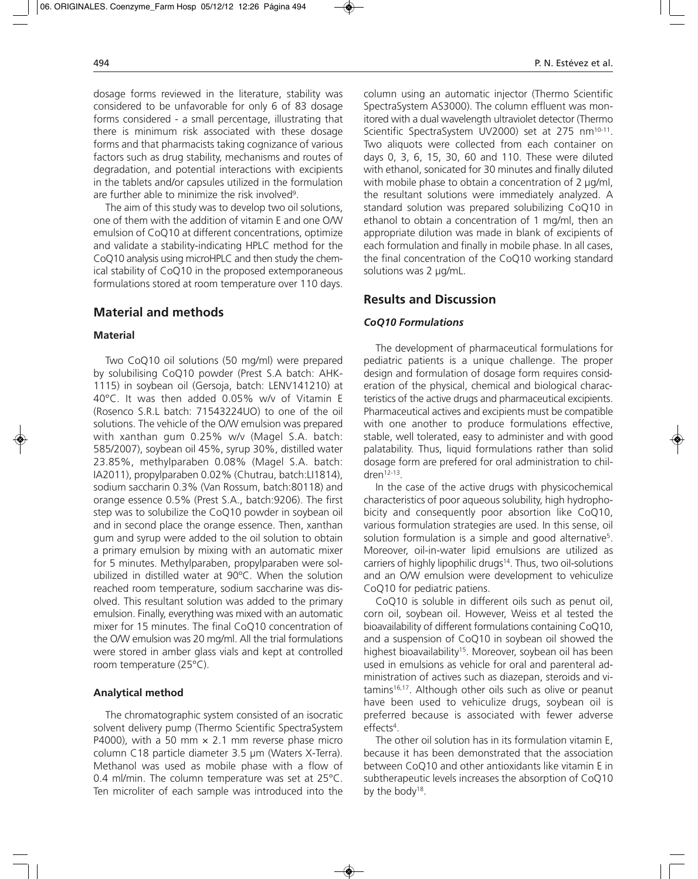dosage forms reviewed in the literature, stability was considered to be unfavorable for only 6 of 83 dosage forms considered - a small percentage, illustrating that there is minimum risk associated with these dosage forms and that pharmacists taking cognizance of various factors such as drug stability, mechanisms and routes of degradation, and potential interactions with excipients in the tablets and/or capsules utilized in the formulation are further able to minimize the risk involved[9].

The aim of this study was to develop two oil solutions, one of them with the addition of vitamin E and one O/W emulsion of CoQ10 at different concentrations, optimize and validate a stability-indicating HPLC method for the CoQ10 analysis using microHPLC and then study the chemical stability of CoQ10 in the proposed extemporaneous formulations stored at room temperature over 110 days.

## Material and methods

### Material

Two CoQ10 oil solutions (50 mg/ml) were prepared by solubilising CoQ10 powder (Prest S.A batch: AHK-1115) in soybean oil (Gersoja, batch: LENV141210) at 40°C. It was then added 0.05% w/v of Vitamin E (Rosenco S.R.L batch: 71543224UO) to one of the oil solutions. The vehicle of the O/W emulsion was prepared with xanthan gum 0.25% w/v (Magel S.A. batch: 585/2007), soybean oil 45%, syrup 30%, distilled water 23.85%, methylparaben 0.08% (Magel S.A. batch: IA2011), propylparaben 0.02% (Chutrau, batch:LI1814), sodium saccharin 0.3% (Van Rossum, batch:80118) and orange essence 0.5% (Prest S.A., batch:9206). The first step was to solubilize the CoQ10 powder in soybean oil and in second place the orange essence. Then, xanthan gum and syrup were added to the oil solution to obtain a primary emulsion by mixing with an automatic mixer for 5 minutes. Methylparaben, propylparaben were solubilized in distilled water at 90°C. When the solution reached room temperature, sodium saccharine was dissolved. This resultant solution was added to the primary emulsion. Finally, everything was mixed with an automatic mixer for 15 minutes. The final CoQ10 concentration of the O/W emulsion was 20 mg/ml. All the trial formulations were stored in amber glass vials and kept at controlled room temperature (25°C).

### Analytical method

The chromatographic system consisted of an isocratic solvent delivery pump (Thermo Scientific SpectraSystem P4000), with a 50 mm × 2.1 mm reverse phase micro column C18 particle diameter 3.5 µm (Waters X-Terra). Methanol was used as mobile phase with a flow of 0.4 ml/min. The column temperature was set at 25°C. Ten microliter of each sample was introduced into the column using an automatic injector (Thermo Scientific SpectraSystem AS3000). The column effluent was monitored with a dual wavelength ultraviolet detector (Thermo Scientific SpectraSystem UV2000) set at 275 nm[10-11]. Two aliquots were collected from each container on days 0, 3, 6, 15, 30, 60 and 110. These were diluted with ethanol, sonicated for 30 minutes and finally diluted with mobile phase to obtain a concentration of 2 µg/ml, the resultant solutions were immediately analyzed. A standard solution was prepared solubilizing CoQ10 in ethanol to obtain a concentration of 1 mg/ml, then an appropriate dilution was made in blank of excipients of each formulation and finally in mobile phase. In all cases, the final concentration of the CoQ10 working standard solutions was 2 µg/mL.

## Results and Discussion

### *CoQ10 Formulations*

The development of pharmaceutical formulations for pediatric patients is a unique challenge. The proper design and formulation of dosage form requires consideration of the physical, chemical and biological characteristics of the active drugs and pharmaceutical excipients. Pharmaceutical actives and excipients must be compatible with one another to produce formulations effective, stable, well tolerated, easy to administer and with good palatability. Thus, liquid formulations rather than solid dosage form are prefered for oral administration to children[12-13].

In the case of the active drugs with physicochemical characteristics of poor aqueous solubility, high hydrophobicity and consequently poor absorption like CoQ10, various formulation strategies are used. In this sense, oil solution formulation is a simple and good alternative[5]. Moreover, oil-in-water lipid emulsions are utilized as carriers of highly lipophilic drugs[14]. Thus, two oil-solutions and an O/W emulsion were development to vehiculize CoQ10 for pediatric patiens.

CoQ10 is soluble in different oils such as penut oil, corn oil, soybean oil. However, Weiss et al tested the bioavailability of different formulations containing CoQ10, and a suspension of CoQ10 in soybean oil showed the highest bioavailability[15]. Moreover, soybean oil has been used in emulsions as vehicle for oral and parenteral administration of actives such as diazepan, steroids and vitamins[16,17]. Although other oils such as olive or peanut have been used to vehiculize drugs, soybean oil is preferred because is associated with fewer adverse effects[4].

The other oil solution has in its formulation vitamin E, because it has been demonstrated that the association between CoQ10 and other antioxidants like vitamin E in subtherapeutic levels increases the absorption of CoQ10 by the body[18].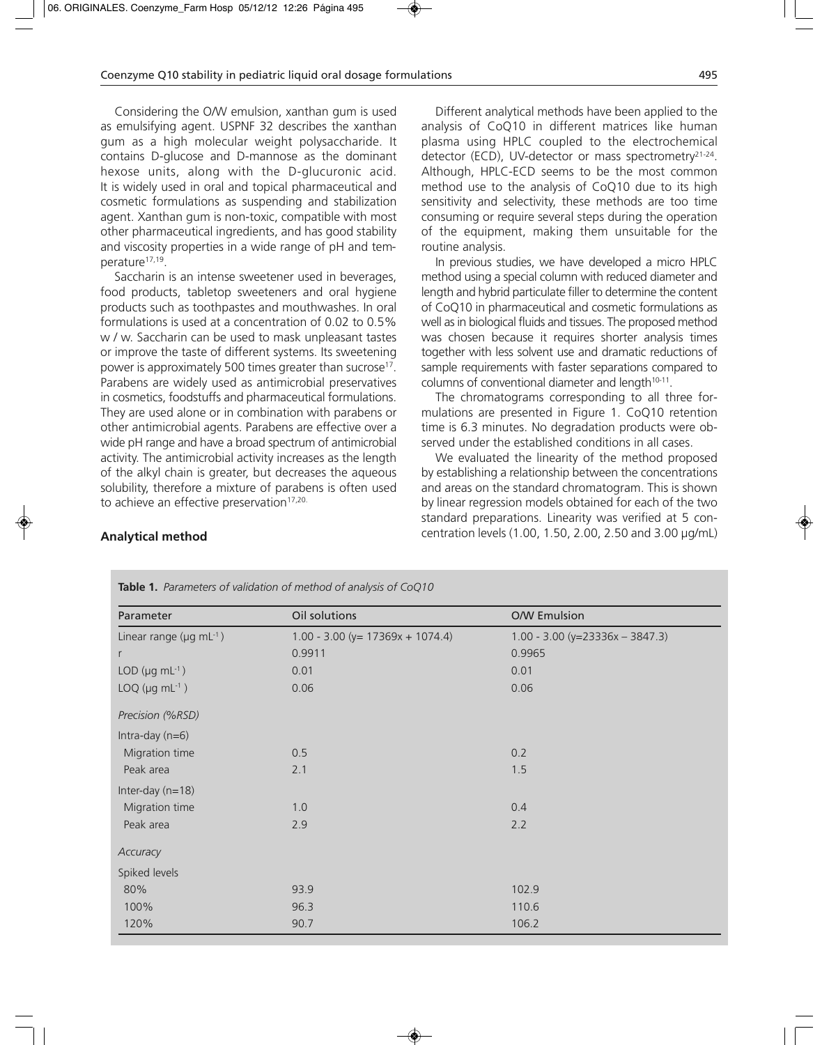Considering the O/W emulsion, xanthan gum is used as emulsifying agent. USPNF 32 describes the xanthan gum as a high molecular weight polysaccharide. It contains D-glucose and D-mannose as the dominant hexose units, along with the D-glucuronic acid. It is widely used in oral and topical pharmaceutical and cosmetic formulations as suspending and stabilization agent. Xanthan gum is non-toxic, compatible with most other pharmaceutical ingredients, and has good stability and viscosity properties in a wide range of pH and temperature[17,19].

Saccharin is an intense sweetener used in beverages, food products, tabletop sweeteners and oral hygiene products such as toothpastes and mouthwashes. In oral formulations is used at a concentration of 0.02 to 0.5% w / w. Saccharin can be used to mask unpleasant tastes or improve the taste of different systems. Its sweetening power is approximately 500 times greater than sucrose[17]. Parabens are widely used as antimicrobial preservatives in cosmetics, foodstuffs and pharmaceutical formulations. They are used alone or in combination with parabens or other antimicrobial agents. Parabens are effective over a wide pH range and have a broad spectrum of antimicrobial activity. The antimicrobial activity increases as the length of the alkyl chain is greater, but decreases the aqueous solubility, therefore a mixture of parabens is often used to achieve an effective preservation[17,20].

## Analytical method

Different analytical methods have been applied to the analysis of CoQ10 in different matrices like human plasma using HPLC coupled to the electrochemical detector (ECD), UV-detector or mass spectrometry[21-24]. Although, HPLC-ECD seems to be the most common method use to the analysis of CoQ10 due to its high sensitivity and selectivity, these methods are too time consuming or require several steps during the operation of the equipment, making them unsuitable for the routine analysis.

In previous studies, we have developed a micro HPLC method using a special column with reduced diameter and length and hybrid particulate filler to determine the content of CoQ10 in pharmaceutical and cosmetic formulations as well as in biological fluids and tissues. The proposed method was chosen because it requires shorter analysis times together with less solvent use and dramatic reductions of sample requirements with faster separations compared to columns of conventional diameter and length[10-11].

The chromatograms corresponding to all three formulations are presented in Figure 1. CoQ10 retention time is 6.3 minutes. No degradation products were observed under the established conditions in all cases.

We evaluated the linearity of the method proposed by establishing a relationship between the concentrations and areas on the standard chromatogram. This is shown by linear regression models obtained for each of the two standard preparations. Linearity was verified at 5 concentration levels (1.00, 1.50, 2.00, 2.50 and 3.00 µg/mL)

**Table 1.** *Parameters of validation of method of analysis of CoQ10*

| Parameter | Oil solutions | O/W Emulsion |
|---|---|---|
| Linear range (µg mL$^{-1}$) | 1.00 - 3.00 ($y = 17369x + 1074.4$) | 1.00 - 3.00 ($y = 23336x - 3847.3$) |
| r | 0.9911 | 0.9965 |
| LOD (µg mL$^{-1}$) | 0.01 | 0.01 |
| LOQ (µg mL$^{-1}$) | 0.06 | 0.06 |
| *Precision (%RSD)* | | |
| Intra-day (n=6) | | |
| Migration time | 0.5 | 0.2 |
| Peak area | 2.1 | 1.5 |
| Inter-day (n=18) | | |
| Migration time | 1.0 | 0.4 |
| Peak area | 2.9 | 2.2 |
| *Accuracy* | | |
| Spiked levels | | |
| 80% | 93.9 | 102.9 |
| 100% | 96.3 | 110.6 |
| 120% | 90.7 | 106.2 |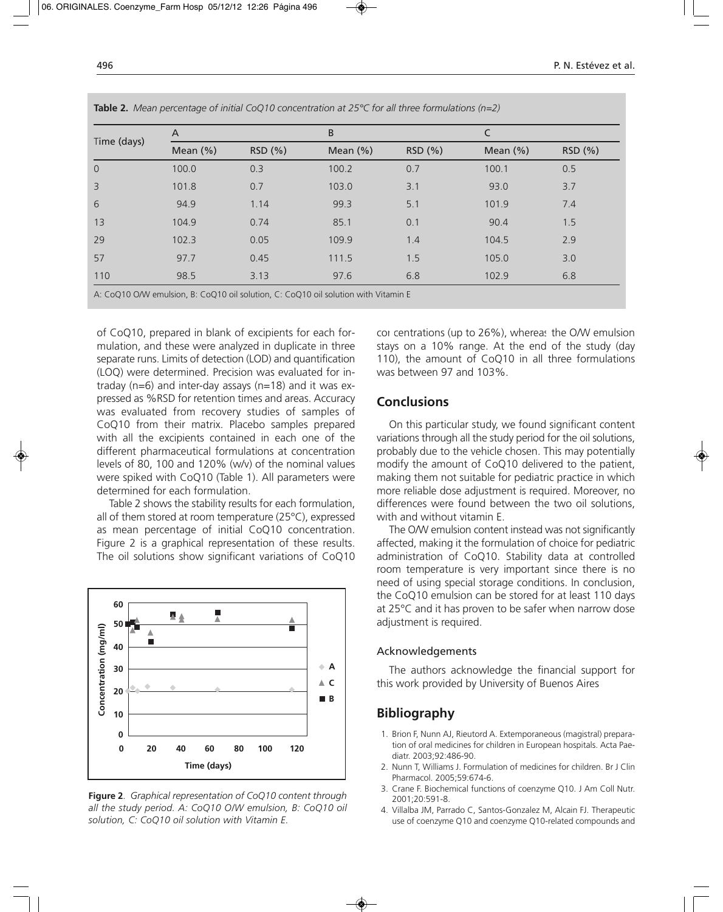**Table 2.** *Mean percentage of initial CoQ10 concentration at 25°C for all three formulations (n=2)*

| Time (days) | A | | B | | C | |
|---|---|---|---|---|---|---|
| | Mean (%) | RSD (%) | Mean (%) | RSD (%) | Mean (%) | RSD (%) |
| 0 | 100.0 | 0.3 | 100.2 | 0.7 | 100.1 | 0.5 |
| 3 | 101.8 | 0.7 | 103.0 | 3.1 | 93.0 | 3.7 |
| 6 | 94.9 | 1.14 | 99.3 | 5.1 | 101.9 | 7.4 |
| 13 | 104.9 | 0.74 | 85.1 | 0.1 | 90.4 | 1.5 |
| 29 | 102.3 | 0.05 | 109.9 | 1.4 | 104.5 | 2.9 |
| 57 | 97.7 | 0.45 | 111.5 | 1.5 | 105.0 | 3.0 |
| 110 | 98.5 | 3.13 | 97.6 | 6.8 | 102.9 | 6.8 |

A: CoQ10 O/W emulsion, B: CoQ10 oil solution, C: CoQ10 oil solution with Vitamin E

of CoQ10, prepared in blank of excipients for each formulation, and these were analyzed in duplicate in three separate runs. Limits of detection (LOD) and quantification (LOQ) were determined. Precision was evaluated for intraday (n=6) and inter-day assays (n=18) and it was expressed as %RSD for retention times and areas. Accuracy was evaluated from recovery studies of samples of CoQ10 from their matrix. Placebo samples prepared with all the excipients contained in each one of the different pharmaceutical formulations at concentration levels of 80, 100 and 120% (w/v) of the nominal values were spiked with CoQ10 (Table 1). All parameters were determined for each formulation.

Table 2 shows the stability results for each formulation, all of them stored at room temperature (25°C), expressed as mean percentage of initial CoQ10 concentration. Figure 2 is a graphical representation of these results. The oil solutions show significant variations of CoQ10 concentrations (up to 26%), whereas the O/W emulsion stays on a 10% range. At the end of the study (day 110), the amount of CoQ10 in all three formulations was between 97 and 103%.

**Figure 2**. *Graphical representation of CoQ10 content through all the study period. A: CoQ10 O/W emulsion, B: CoQ10 oil solution, C: CoQ10 oil solution with Vitamin E.*

## Conclusions

On this particular study, we found significant content variations through all the study period for the oil solutions, probably due to the vehicle chosen. This may potentially modify the amount of CoQ10 delivered to the patient, making them not suitable for pediatric practice in which more reliable dose adjustment is required. Moreover, no differences were found between the two oil solutions, with and without vitamin E.

The O/W emulsion content instead was not significantly affected, making it the formulation of choice for pediatric administration of CoQ10. Stability data at controlled room temperature is very important since there is no need of using special storage conditions. In conclusion, the CoQ10 emulsion can be stored for at least 110 days at 25°C and it has proven to be safer when narrow dose adjustment is required.

### Acknowledgements

The authors acknowledge the financial support for this work provided by University of Buenos Aires

## Bibliography

1. Brion F, Nunn AJ, Rieutord A. Extemporaneous (magistral) preparation of oral medicines for children in European hospitals. Acta Paediatr. 2003;92:486-90.
2. Nunn T, Williams J. Formulation of medicines for children. Br J Clin Pharmacol. 2005;59:674-6.
3. Crane F. Biochemical functions of coenzyme Q10. J Am Coll Nutr. 2001;20:591-8.
4. Villalba JM, Parrado C, Santos-Gonzalez M, Alcain FJ. Therapeutic use of coenzyme Q10 and coenzyme Q10-related compounds and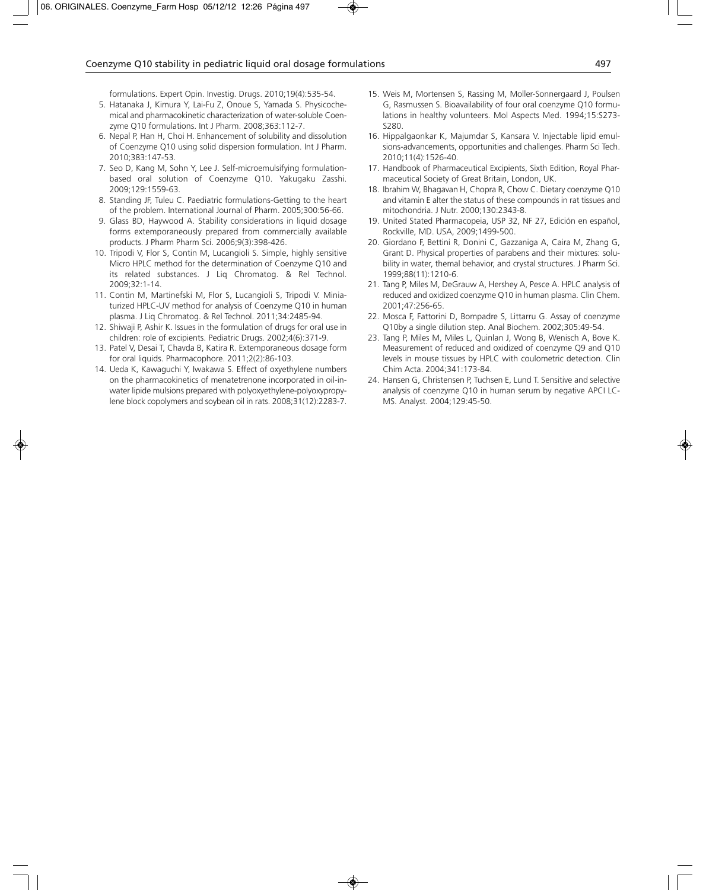formulations. Expert Opin. Investig. Drugs. 2010;19(4):535-54.

5. Hatanaka J, Kimura Y, Lai-Fu Z, Onoue S, Yamada S. Physicochemical and pharmacokinetic characterization of water-soluble Coenzyme Q10 formulations. Int J Pharm. 2008;363:112-7.
6. Nepal P, Han H, Choi H. Enhancement of solubility and dissolution of Coenzyme Q10 using solid dispersion formulation. Int J Pharm. 2010;383:147-53.
7. Seo D, Kang M, Sohn Y, Lee J. Self-microemulsifying formulation-based oral solution of Coenzyme Q10. Yakugaku Zasshi. 2009;129:1559-63.
8. Standing JF, Tuleu C. Paediatric formulations-Getting to the heart of the problem. International Journal of Pharm. 2005;300:56-66.
9. Glass BD, Haywood A. Stability considerations in liquid dosage forms extemporaneously prepared from commercially available products. J Pharm Pharm Sci. 2006;9(3):398-426.
10. Tripodi V, Flor S, Contin M, Lucangioli S. Simple, highly sensitive Micro HPLC method for the determination of Coenzyme Q10 and its related substances. J Liq Chromatog. & Rel Technol. 2009;32:1-14.
11. Contin M, Martinefski M, Flor S, Lucangioli S, Tripodi V. Miniaturized HPLC-UV method for analysis of Coenzyme Q10 in human plasma. J Liq Chromatog. & Rel Technol. 2011;34:2485-94.
12. Shiwaji P, Ashir K. Issues in the formulation of drugs for oral use in children: role of excipients. Pediatric Drugs. 2002;4(6):371-9.
13. Patel V, Desai T, Chavda B, Katira R. Extemporaneous dosage form for oral liquids. Pharmacophore. 2011;2(2):86-103.
14. Ueda K, Kawaguchi Y, Iwakawa S. Effect of oxyethylene numbers on the pharmacokinetics of menatetrenone incorporated in oil-in-water lipide mulsions prepared with polyoxyethylene-polyoxypropylene block copolymers and soybean oil in rats. 2008;31(12):2283-7.
15. Weis M, Mortensen S, Rassing M, Moller-Sonnergaard J, Poulsen G, Rasmussen S. Bioavailability of four oral coenzyme Q10 formulations in healthy volunteers. Mol Aspects Med. 1994;15:S273-S280.
16. Hippalgaonkar K, Majumdar S, Kansara V. Injectable lipid emulsions-advancements, opportunities and challenges. Pharm Sci Tech. 2010;11(4):1526-40.
17. Handbook of Pharmaceutical Excipients, Sixth Edition, Royal Pharmaceutical Society of Great Britain, London, UK.
18. Ibrahim W, Bhagavan H, Chopra R, Chow C. Dietary coenzyme Q10 and vitamin E alter the status of these compounds in rat tissues and mitochondria. J Nutr. 2000;130:2343-8.
19. United Stated Pharmacopeia, USP 32, NF 27, Edición en español, Rockville, MD. USA, 2009;1499-500.
20. Giordano F, Bettini R, Donini C, Gazzaniga A, Caira M, Zhang G, Grant D. Physical properties of parabens and their mixtures: solubility in water, themal behavior, and crystal structures. J Pharm Sci. 1999;88(11):1210-6.
21. Tang P, Miles M, DeGrauw A, Hershey A, Pesce A. HPLC analysis of reduced and oxidized coenzyme Q10 in human plasma. Clin Chem. 2001;47:256-65.
22. Mosca F, Fattorini D, Bompadre S, Littarru G. Assay of coenzyme Q10by a single dilution step. Anal Biochem. 2002;305:49-54.
23. Tang P, Miles M, Miles L, Quinlan J, Wong B, Wenisch A, Bove K. Measurement of reduced and oxidized of coenzyme Q9 and Q10 levels in mouse tissues by HPLC with coulometric detection. Clin Chim Acta. 2004;341:173-84.
24. Hansen G, Christensen P, Tuchsen E, Lund T. Sensitive and selective analysis of coenzyme Q10 in human serum by negative APCI LC-MS. Analyst. 2004;129:45-50.